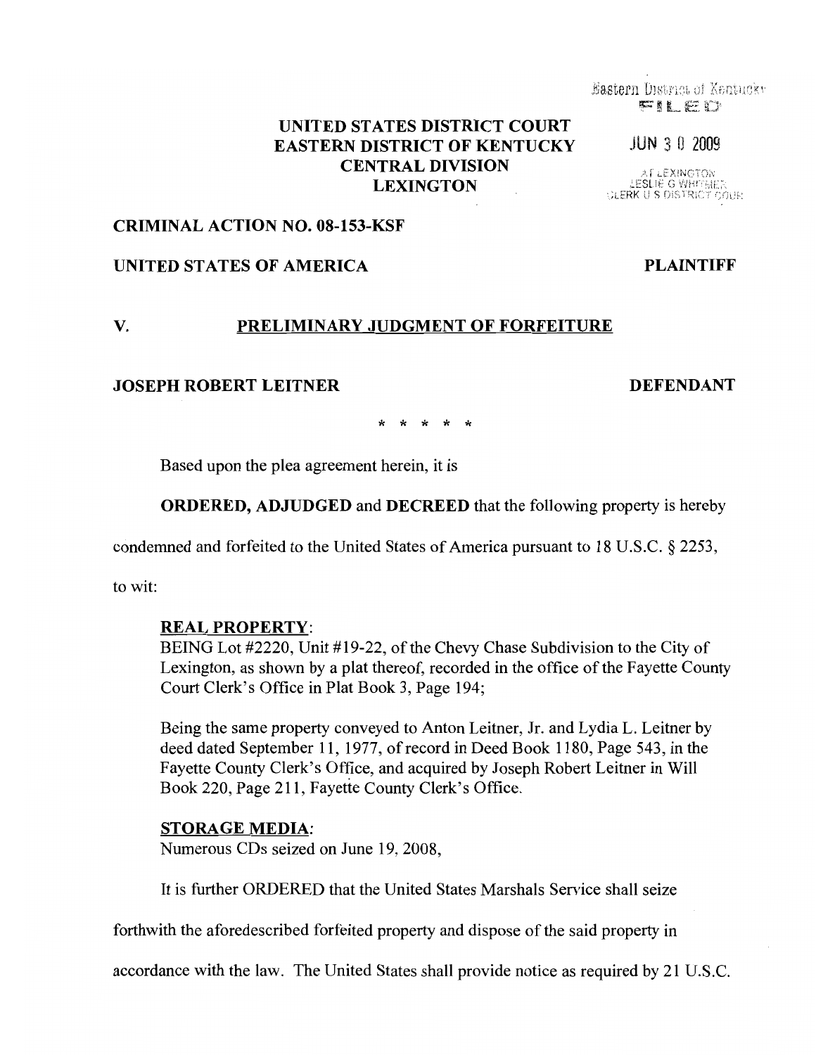Eastern District of Kentucky
FILED

JUN 30 2009

AT LEXINGTON
LESLIE G WHITMER
CLERK U S DISTRICT COURT

**UNITED STATES DISTRICT COURT**
**EASTERN DISTRICT OF KENTUCKY**
**CENTRAL DIVISION**
**LEXINGTON**

**CRIMINAL ACTION NO. 08-153-KSF**

**UNITED STATES OF AMERICA** **PLAINTIFF**

**V.** **PRELIMINARY JUDGMENT OF FORFEITURE**

**JOSEPH ROBERT LEITNER** **DEFENDANT**

\* \* \* \* \*

Based upon the plea agreement herein, it is

**ORDERED, ADJUDGED** and **DECREED** that the following property is hereby condemned and forfeited to the United States of America pursuant to 18 U.S.C. § 2253, to wit:

**REAL PROPERTY**:
BEING Lot #2220, Unit #19-22, of the Chevy Chase Subdivision to the City of Lexington, as shown by a plat thereof, recorded in the office of the Fayette County Court Clerk's Office in Plat Book 3, Page 194;

Being the same property conveyed to Anton Leitner, Jr. and Lydia L. Leitner by deed dated September 11, 1977, of record in Deed Book 1180, Page 543, in the Fayette County Clerk's Office, and acquired by Joseph Robert Leitner in Will Book 220, Page 211, Fayette County Clerk's Office.

**STORAGE MEDIA**:
Numerous CDs seized on June 19, 2008,

It is further ORDERED that the United States Marshals Service shall seize forthwith the aforedescribed forfeited property and dispose of the said property in accordance with the law. The United States shall provide notice as required by 21 U.S.C.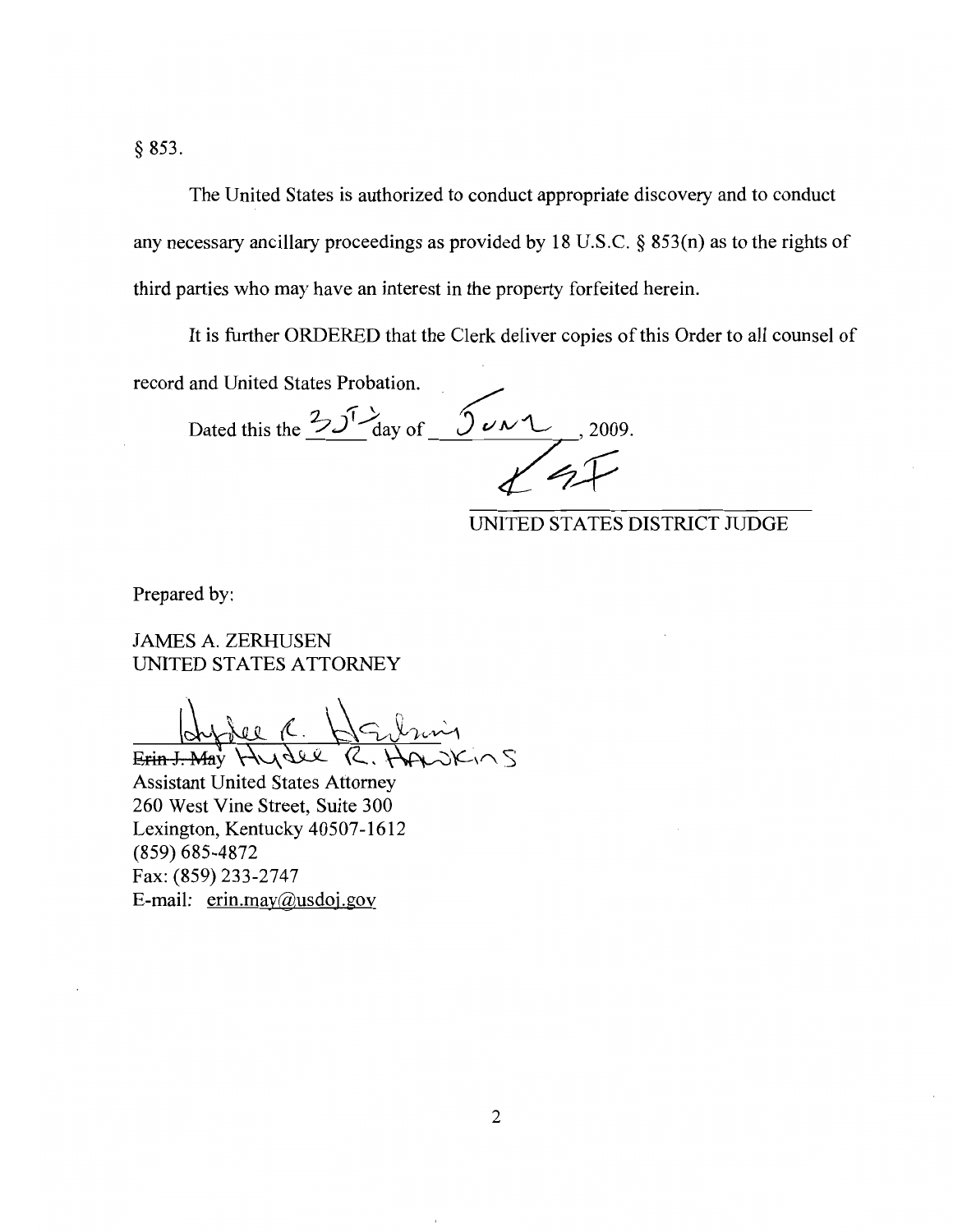§ 853.

The United States is authorized to conduct appropriate discovery and to conduct any necessary ancillary proceedings as provided by 18 U.S.C. § 853(n) as to the rights of third parties who may have an interest in the property forfeited herein.

It is further ORDERED that the Clerk deliver copies of this Order to all counsel of record and United States Probation.

Dated this the 25th day of June, 2009.

UNITED STATES DISTRICT JUDGE

Prepared by:

JAMES A. ZERHUSEN
UNITED STATES ATTORNEY

~~Erin J. May~~ Hydee R. Hawkins
Assistant United States Attorney
260 West Vine Street, Suite 300
Lexington, Kentucky 40507-1612
(859) 685-4872
Fax: (859) 233-2747
E-mail: erin.may@usdoj.gov